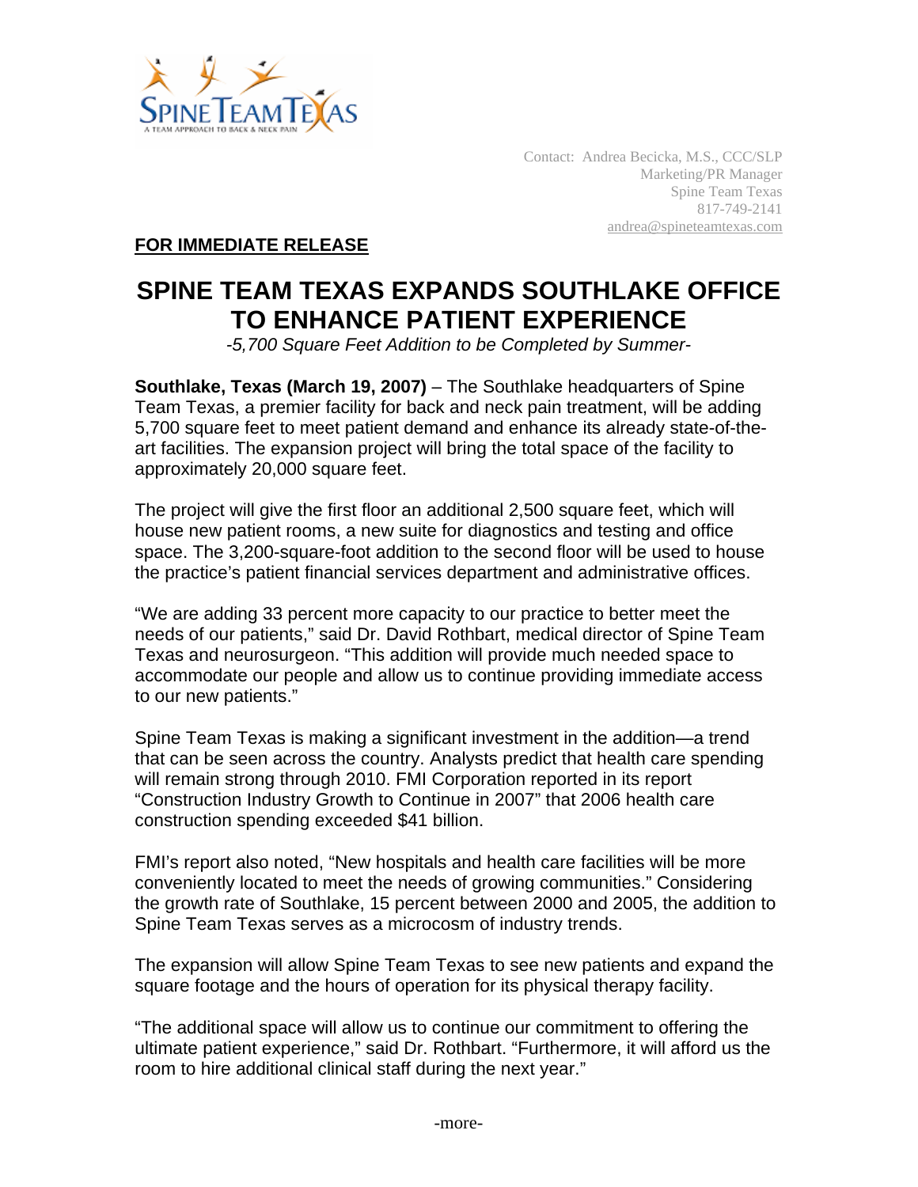SPINE TEAM TEXAS
A TEAM APPROACH TO BACK & NECK PAIN

Contact: Andrea Becicka, M.S., CCC/SLP
Marketing/PR Manager
Spine Team Texas
817-749-2141
andrea@spineteamtexas.com

**FOR IMMEDIATE RELEASE**

# SPINE TEAM TEXAS EXPANDS SOUTHLAKE OFFICE TO ENHANCE PATIENT EXPERIENCE

*-5,700 Square Feet Addition to be Completed by Summer-*

**Southlake, Texas (March 19, 2007)** – The Southlake headquarters of Spine Team Texas, a premier facility for back and neck pain treatment, will be adding 5,700 square feet to meet patient demand and enhance its already state-of-the-art facilities. The expansion project will bring the total space of the facility to approximately 20,000 square feet.

The project will give the first floor an additional 2,500 square feet, which will house new patient rooms, a new suite for diagnostics and testing and office space. The 3,200-square-foot addition to the second floor will be used to house the practice's patient financial services department and administrative offices.

"We are adding 33 percent more capacity to our practice to better meet the needs of our patients," said Dr. David Rothbart, medical director of Spine Team Texas and neurosurgeon. "This addition will provide much needed space to accommodate our people and allow us to continue providing immediate access to our new patients."

Spine Team Texas is making a significant investment in the addition—a trend that can be seen across the country. Analysts predict that health care spending will remain strong through 2010. FMI Corporation reported in its report "Construction Industry Growth to Continue in 2007" that 2006 health care construction spending exceeded $41 billion.

FMI's report also noted, "New hospitals and health care facilities will be more conveniently located to meet the needs of growing communities." Considering the growth rate of Southlake, 15 percent between 2000 and 2005, the addition to Spine Team Texas serves as a microcosm of industry trends.

The expansion will allow Spine Team Texas to see new patients and expand the square footage and the hours of operation for its physical therapy facility.

"The additional space will allow us to continue our commitment to offering the ultimate patient experience," said Dr. Rothbart. "Furthermore, it will afford us the room to hire additional clinical staff during the next year."

-more-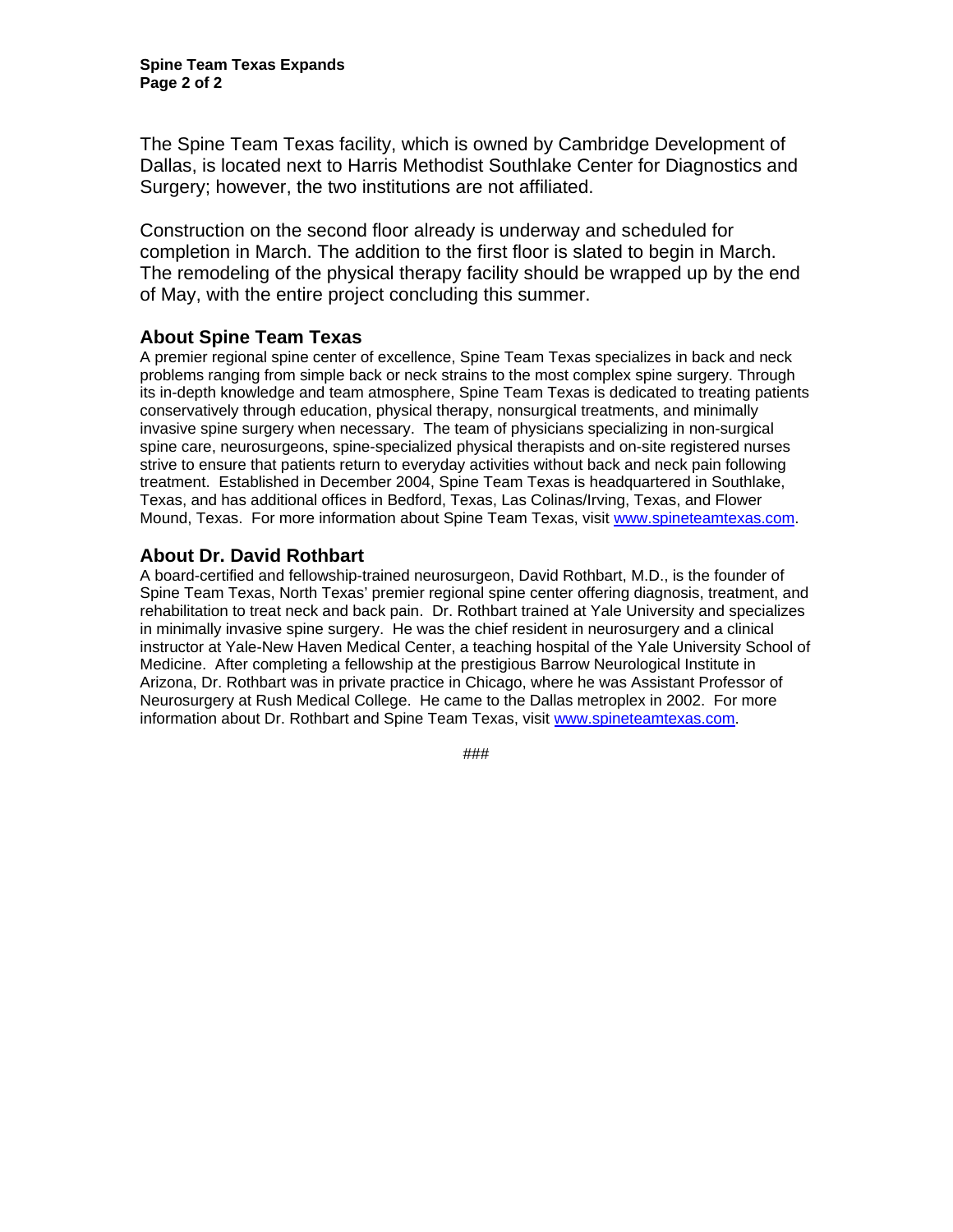The Spine Team Texas facility, which is owned by Cambridge Development of Dallas, is located next to Harris Methodist Southlake Center for Diagnostics and Surgery; however, the two institutions are not affiliated.

Construction on the second floor already is underway and scheduled for completion in March. The addition to the first floor is slated to begin in March. The remodeling of the physical therapy facility should be wrapped up by the end of May, with the entire project concluding this summer.

## About Spine Team Texas

A premier regional spine center of excellence, Spine Team Texas specializes in back and neck problems ranging from simple back or neck strains to the most complex spine surgery. Through its in-depth knowledge and team atmosphere, Spine Team Texas is dedicated to treating patients conservatively through education, physical therapy, nonsurgical treatments, and minimally invasive spine surgery when necessary. The team of physicians specializing in non-surgical spine care, neurosurgeons, spine-specialized physical therapists and on-site registered nurses strive to ensure that patients return to everyday activities without back and neck pain following treatment. Established in December 2004, Spine Team Texas is headquartered in Southlake, Texas, and has additional offices in Bedford, Texas, Las Colinas/Irving, Texas, and Flower Mound, Texas. For more information about Spine Team Texas, visit [www.spineteamtexas.com](http://www.spineteamtexas.com).

## About Dr. David Rothbart

A board-certified and fellowship-trained neurosurgeon, David Rothbart, M.D., is the founder of Spine Team Texas, North Texas' premier regional spine center offering diagnosis, treatment, and rehabilitation to treat neck and back pain. Dr. Rothbart trained at Yale University and specializes in minimally invasive spine surgery. He was the chief resident in neurosurgery and a clinical instructor at Yale-New Haven Medical Center, a teaching hospital of the Yale University School of Medicine. After completing a fellowship at the prestigious Barrow Neurological Institute in Arizona, Dr. Rothbart was in private practice in Chicago, where he was Assistant Professor of Neurosurgery at Rush Medical College. He came to the Dallas metroplex in 2002. For more information about Dr. Rothbart and Spine Team Texas, visit [www.spineteamtexas.com](http://www.spineteamtexas.com).

###